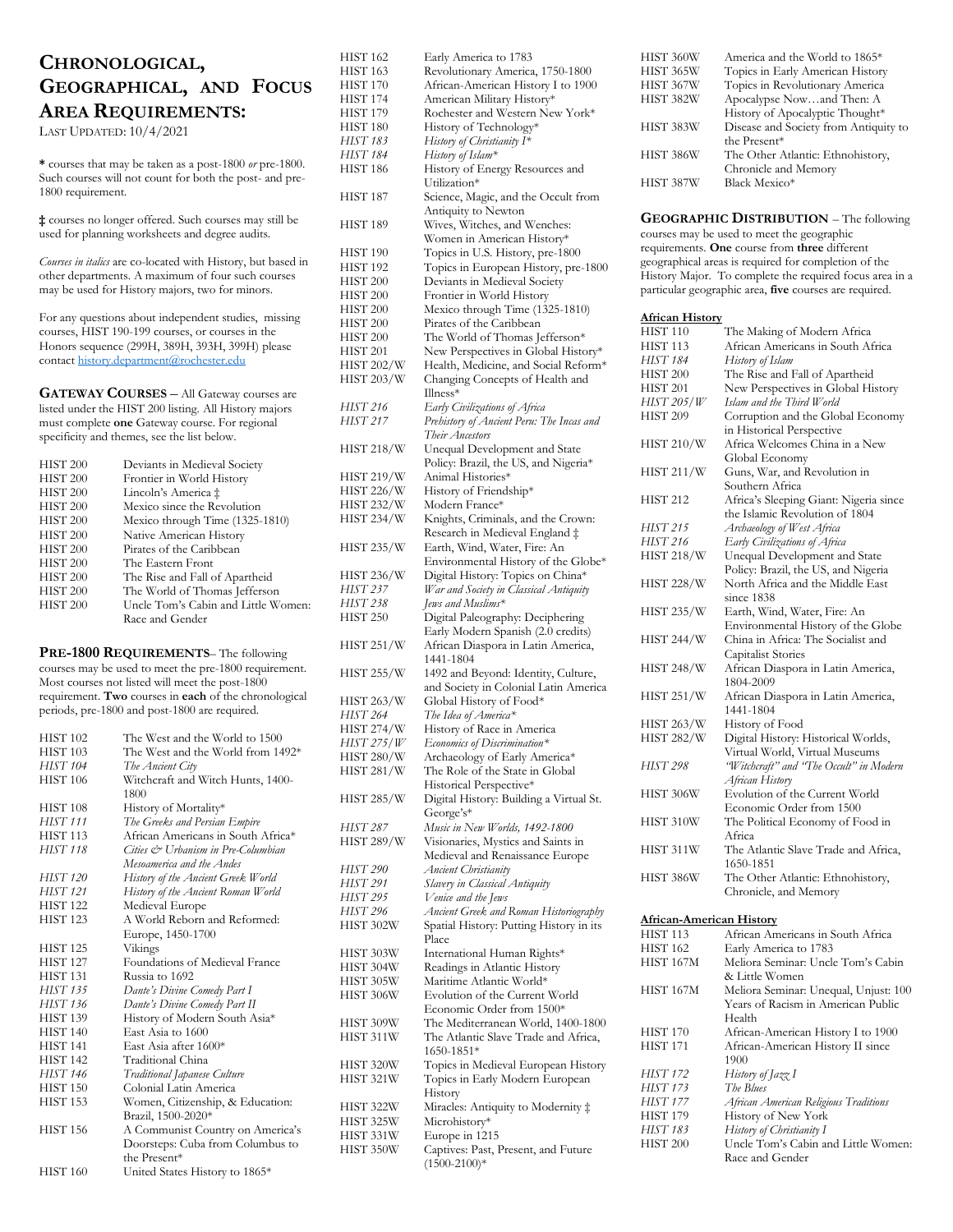# Chronological, Geographical, and Focus Area Requirements:

LAST UPDATED: 10/4/2021

**\*** courses that may be taken as a post-1800 *or* pre-1800. Such courses will not count for both the post- and pre-1800 requirement.

**‡** courses no longer offered. Such courses may still be used for planning worksheets and degree audits.

*Courses in italics* are co-located with History, but based in other departments. A maximum of four such courses may be used for History majors, two for minors.

For any questions about independent studies, missing courses, HIST 190-199 courses, or courses in the Honors sequence (299H, 389H, 393H, 399H) please contact history.department@rochester.edu

## Gateway Courses

– All Gateway courses are listed under the HIST 200 listing. All History majors must complete **one** Gateway course. For regional specificity and themes, see the list below.

| | |
|---|---|
| HIST 200 | Deviants in Medieval Society |
| HIST 200 | Frontier in World History |
| HIST 200 | Lincoln's America ‡ |
| HIST 200 | Mexico since the Revolution |
| HIST 200 | Mexico through Time (1325-1810) |
| HIST 200 | Native American History |
| HIST 200 | Pirates of the Caribbean |
| HIST 200 | The Eastern Front |
| HIST 200 | The Rise and Fall of Apartheid |
| HIST 200 | The World of Thomas Jefferson |
| HIST 200 | Uncle Tom's Cabin and Little Women: Race and Gender |

## Pre-1800 Requirements

– The following courses may be used to meet the pre-1800 requirement. Most courses not listed will meet the post-1800 requirement. **Two** courses in **each** of the chronological periods, pre-1800 and post-1800 are required.

| | |
|---|---|
| HIST 102 | The West and the World to 1500 |
| HIST 103 | The West and the World from 1492* |
| *HIST 104* | *The Ancient City* |
| HIST 106 | Witchcraft and Witch Hunts, 1400-1800 |
| HIST 108 | History of Mortality* |
| *HIST 111* | *The Greeks and Persian Empire* |
| HIST 113 | African Americans in South Africa* |
| *HIST 118* | *Cities & Urbanism in Pre-Columbian Mesoamerica and the Andes* |
| *HIST 120* | *History of the Ancient Greek World* |
| *HIST 121* | *History of the Ancient Roman World* |
| HIST 122 | Medieval Europe |
| HIST 123 | A World Reborn and Reformed: Europe, 1450-1700 |
| HIST 125 | Vikings |
| HIST 127 | Foundations of Medieval France |
| HIST 131 | Russia to 1692 |
| *HIST 135* | *Dante's Divine Comedy Part I* |
| *HIST 136* | *Dante's Divine Comedy Part II* |
| HIST 139 | History of Modern South Asia* |
| HIST 140 | East Asia to 1600 |
| HIST 141 | East Asia after 1600* |
| HIST 142 | Traditional China |
| *HIST 146* | *Traditional Japanese Culture* |
| HIST 150 | Colonial Latin America |
| HIST 153 | Women, Citizenship, & Education: Brazil, 1500-2020* |
| HIST 156 | A Communist Country on America's Doorsteps: Cuba from Columbus to the Present* |
| HIST 160 | United States History to 1865* |
| HIST 162 | Early America to 1783 |
| HIST 163 | Revolutionary America, 1750-1800 |
| HIST 170 | African-American History I to 1900 |
| HIST 174 | American Military History* |
| HIST 179 | Rochester and Western New York* |
| HIST 180 | History of Technology* |
| *HIST 183* | *History of Christianity I** |
| *HIST 184* | *History of Islam** |
| HIST 186 | History of Energy Resources and Utilization* |
| HIST 187 | Science, Magic, and the Occult from Antiquity to Newton |
| HIST 189 | Wives, Witches, and Wenches: Women in American History* |
| HIST 190 | Topics in U.S. History, pre-1800 |
| HIST 192 | Topics in European History, pre-1800 |
| HIST 200 | Deviants in Medieval Society |
| HIST 200 | Frontier in World History |
| HIST 200 | Mexico through Time (1325-1810) |
| HIST 200 | Pirates of the Caribbean |
| HIST 200 | The World of Thomas Jefferson* |
| HIST 201 | New Perspectives in Global History* |
| HIST 202/W | Health, Medicine, and Social Reform* |
| HIST 203/W | Changing Concepts of Health and Illness* |
| *HIST 216* | *Early Civilizations of Africa* |
| *HIST 217* | *Prehistory of Ancient Peru: The Incas and Their Ancestors* |
| HIST 218/W | Unequal Development and State Policy: Brazil, the US, and Nigeria* |
| HIST 219/W | Animal Histories* |
| HIST 226/W | History of Friendship* |
| HIST 232/W | Modern France* |
| HIST 234/W | Knights, Criminals, and the Crown: Research in Medieval England ‡ |
| HIST 235/W | Earth, Wind, Water, Fire: An Environmental History of the Globe* |
| HIST 236/W | Digital History: Topics on China* |
| *HIST 237* | *War and Society in Classical Antiquity* |
| *HIST 238* | *Jews and Muslims** |
| HIST 250 | Digital Paleography: Deciphering Early Modern Spanish (2.0 credits) |
| HIST 251/W | African Diaspora in Latin America, 1441-1804 |
| HIST 255/W | 1492 and Beyond: Identity, Culture, and Society in Colonial Latin America |
| HIST 263/W | Global History of Food* |
| *HIST 264* | *The Idea of America** |
| HIST 274/W | History of Race in America |
| *HIST 275/W* | *Economics of Discrimination** |
| HIST 280/W | Archaeology of Early America* |
| HIST 281/W | The Role of the State in Global Historical Perspective* |
| HIST 285/W | Digital History: Building a Virtual St. George's* |
| *HIST 287* | *Music in New Worlds, 1492-1800* |
| HIST 289/W | Visionaries, Mystics and Saints in Medieval and Renaissance Europe |
| *HIST 290* | *Ancient Christianity* |
| *HIST 291* | *Slavery in Classical Antiquity* |
| *HIST 295* | *Venice and the Jews* |
| *HIST 296* | *Ancient Greek and Roman Historiography* |
| HIST 302W | Spatial History: Putting History in its Place |
| HIST 303W | International Human Rights* |
| HIST 304W | Readings in Atlantic History |
| HIST 305W | Maritime Atlantic World* |
| HIST 306W | Evolution of the Current World Economic Order from 1500* |
| HIST 309W | The Mediterranean World, 1400-1800 |
| HIST 311W | The Atlantic Slave Trade and Africa, 1650-1851* |
| HIST 320W | Topics in Medieval European History |
| HIST 321W | Topics in Early Modern European History |
| HIST 322W | Miracles: Antiquity to Modernity ‡ |
| HIST 325W | Microhistory* |
| HIST 331W | Europe in 1215 |
| HIST 350W | Captives: Past, Present, and Future (1500-2100)* |
| HIST 360W | America and the World to 1865* |
| HIST 365W | Topics in Early American History |
| HIST 367W | Topics in Revolutionary America |
| HIST 382W | Apocalypse Now…and Then: A History of Apocalyptic Thought* |
| HIST 383W | Disease and Society from Antiquity to the Present* |
| HIST 386W | The Other Atlantic: Ethnohistory, Chronicle and Memory |
| HIST 387W | Black Mexico* |

## Geographic Distribution

– The following courses may be used to meet the geographic requirements. **One** course from **three** different geographical areas is required for completion of the History Major. To complete the required focus area in a particular geographic area, **five** courses are required.

### African History

| | |
|---|---|
| HIST 110 | The Making of Modern Africa |
| HIST 113 | African Americans in South Africa |
| *HIST 184* | *History of Islam* |
| HIST 200 | The Rise and Fall of Apartheid |
| HIST 201 | New Perspectives in Global History |
| *HIST 205/W* | *Islam and the Third World* |
| HIST 209 | Corruption and the Global Economy in Historical Perspective |
| HIST 210/W | Africa Welcomes China in a New Global Economy |
| HIST 211/W | Guns, War, and Revolution in Southern Africa |
| HIST 212 | Africa's Sleeping Giant: Nigeria since the Islamic Revolution of 1804 |
| *HIST 215* | *Archaeology of West Africa* |
| *HIST 216* | *Early Civilizations of Africa* |
| HIST 218/W | Unequal Development and State Policy: Brazil, the US, and Nigeria |
| HIST 228/W | North Africa and the Middle East since 1838 |
| HIST 235/W | Earth, Wind, Water, Fire: An Environmental History of the Globe |
| HIST 244/W | China in Africa: The Socialist and Capitalist Stories |
| HIST 248/W | African Diaspora in Latin America, 1804-2009 |
| HIST 251/W | African Diaspora in Latin America, 1441-1804 |
| HIST 263/W | History of Food |
| HIST 282/W | Digital History: Historical Worlds, Virtual World, Virtual Museums |
| *HIST 298* | *"Witchcraft" and "The Occult" in Modern African History* |
| HIST 306W | Evolution of the Current World Economic Order from 1500 |
| HIST 310W | The Political Economy of Food in Africa |
| HIST 311W | The Atlantic Slave Trade and Africa, 1650-1851 |
| HIST 386W | The Other Atlantic: Ethnohistory, Chronicle, and Memory |

### African-American History

| | |
|---|---|
| HIST 113 | African Americans in South Africa |
| HIST 162 | Early America to 1783 |
| HIST 167M | Meliora Seminar: Uncle Tom's Cabin & Little Women |
| HIST 167M | Meliora Seminar: Unequal, Unjust: 100 Years of Racism in American Public Health |
| HIST 170 | African-American History I to 1900 |
| HIST 171 | African-American History II since 1900 |
| *HIST 172* | *History of Jazz I* |
| *HIST 173* | *The Blues* |
| *HIST 177* | *African American Religious Traditions* |
| HIST 179 | History of New York |
| *HIST 183* | *History of Christianity I* |
| HIST 200 | Uncle Tom's Cabin and Little Women: Race and Gender |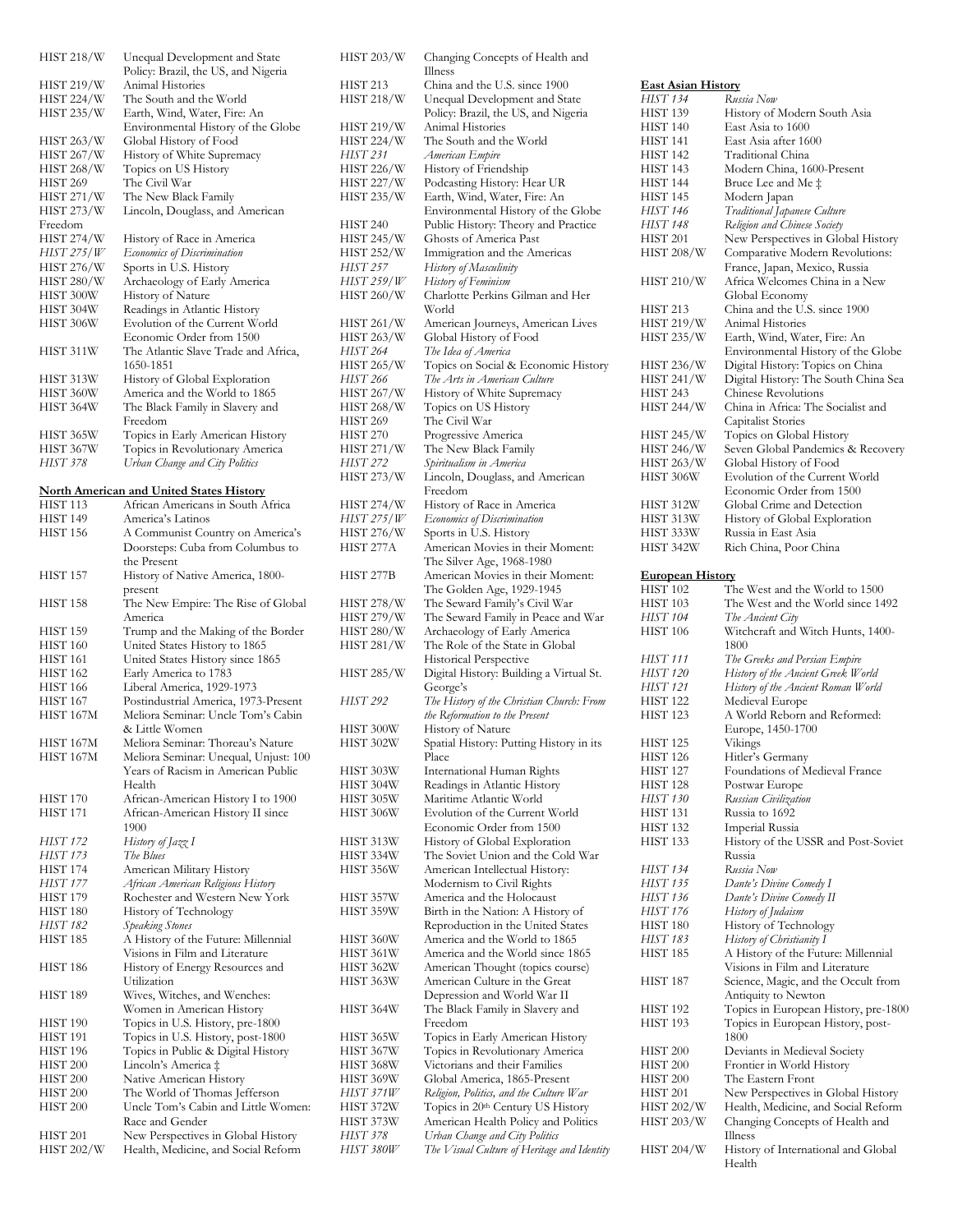HIST 218/W Unequal Development and State Policy: Brazil, the US, and Nigeria
HIST 219/W Animal Histories
HIST 224/W The South and the World
HIST 235/W Earth, Wind, Water, Fire: An Environmental History of the Globe
HIST 263/W Global History of Food
HIST 267/W History of White Supremacy
HIST 268/W Topics on US History
HIST 269 The Civil War
HIST 271/W The New Black Family
HIST 273/W Lincoln, Douglass, and American Freedom
HIST 274/W History of Race in America
*HIST 275/W Economics of Discrimination*
HIST 276/W Sports in U.S. History
HIST 280/W Archaeology of Early America
HIST 300W History of Nature
HIST 304W Readings in Atlantic History
HIST 306W Evolution of the Current World Economic Order from 1500
HIST 311W The Atlantic Slave Trade and Africa, 1650-1851
HIST 313W History of Global Exploration
HIST 360W America and the World to 1865
HIST 364W The Black Family in Slavery and Freedom
HIST 365W Topics in Early American History
HIST 367W Topics in Revolutionary America
*HIST 378 Urban Change and City Politics*

## North American and United States History

HIST 113 African Americans in South Africa
HIST 149 America's Latinos
HIST 156 A Communist Country on America's Doorsteps: Cuba from Columbus to the Present
HIST 157 History of Native America, 1800-present
HIST 158 The New Empire: The Rise of Global America
HIST 159 Trump and the Making of the Border
HIST 160 United States History to 1865
HIST 161 United States History since 1865
HIST 162 Early America to 1783
HIST 166 Liberal America, 1929-1973
HIST 167 Postindustrial America, 1973-Present
HIST 167M Meliora Seminar: Uncle Tom's Cabin & Little Women
HIST 167M Meliora Seminar: Thoreau's Nature
HIST 167M Meliora Seminar: Unequal, Unjust: 100 Years of Racism in American Public Health
HIST 170 African-American History I to 1900
HIST 171 African-American History II since 1900
*HIST 172 History of Jazz I*
*HIST 173 The Blues*
HIST 174 American Military History
*HIST 177 African American Religious History*
HIST 179 Rochester and Western New York
HIST 180 History of Technology
*HIST 182 Speaking Stones*
HIST 185 A History of the Future: Millennial Visions in Film and Literature
HIST 186 History of Energy Resources and Utilization
HIST 189 Wives, Witches, and Wenches: Women in American History
HIST 190 Topics in U.S. History, pre-1800
HIST 191 Topics in U.S. History, post-1800
HIST 196 Topics in Public & Digital History
HIST 200 Lincoln's America ‡
HIST 200 Native American History
HIST 200 The World of Thomas Jefferson
HIST 200 Uncle Tom's Cabin and Little Women: Race and Gender
HIST 201 New Perspectives in Global History
HIST 202/W Health, Medicine, and Social Reform
HIST 203/W Changing Concepts of Health and Illness
HIST 213 China and the U.S. since 1900
HIST 218/W Unequal Development and State Policy: Brazil, the US, and Nigeria
HIST 219/W Animal Histories
HIST 224/W The South and the World
HIST 226/W History of Friendship
HIST 227/W Podcasting History: Hear UR
*HIST 231 American Empire*
HIST 235/W Earth, Wind, Water, Fire: An Environmental History of the Globe
HIST 240 Public History: Theory and Practice
HIST 245/W Ghosts of America Past
HIST 252/W Immigration and the Americas
*HIST 257 History of Masculinity*
*HIST 259/W History of Feminism*
HIST 260/W Charlotte Perkins Gilman and Her World
HIST 261/W American Journeys, American Lives
HIST 263/W Global History of Food
*HIST 264 The Idea of America*
HIST 265/W Topics on Social & Economic History
*HIST 266 The Arts in American Culture*
HIST 267/W History of White Supremacy
HIST 268/W Topics on US History
HIST 269 The Civil War
HIST 270 Progressive America
HIST 271/W The New Black Family
*HIST 272 Spiritualism in America*
HIST 273/W Lincoln, Douglass, and American Freedom
HIST 274/W History of Race in America
*HIST 275/W Economics of Discrimination*
HIST 276/W Sports in U.S. History
HIST 277A American Movies in their Moment: The Silver Age, 1968-1980
HIST 277B American Movies in their Moment: The Golden Age, 1929-1945
HIST 278/W The Seward Family's Civil War
HIST 279/W The Seward Family in Peace and War
HIST 280/W Archaeology of Early America
HIST 281/W The Role of the State in Global Historical Perspective
HIST 285/W Digital History: Building a Virtual St. George's
*HIST 292 The History of the Christian Church: From the Reformation to the Present*
HIST 300W History of Nature
HIST 302W Spatial History: Putting History in its Place
HIST 303W International Human Rights
HIST 304W Readings in Atlantic History
HIST 305W Maritime Atlantic World
HIST 306W Evolution of the Current World Economic Order from 1500
HIST 313W History of Global Exploration
HIST 334W The Soviet Union and the Cold War
HIST 356W American Intellectual History: Modernism to Civil Rights
HIST 357W America and the Holocaust
HIST 359W Birth in the Nation: A History of Reproduction in the United States
HIST 360W America and the World to 1865
HIST 361W America and the World since 1865
HIST 362W American Thought (topics course)
HIST 363W American Culture in the Great Depression and World War II
HIST 364W The Black Family in Slavery and Freedom
HIST 365W Topics in Early American History
HIST 367W Topics in Revolutionary America
HIST 368W Victorians and their Families
HIST 369W Global America, 1865-Present
*HIST 371W Religion, Politics, and the Culture War*
HIST 372W Topics in 20th Century US History
HIST 373W American Health Policy and Politics
*HIST 378 Urban Change and City Politics*
*HIST 380W The Visual Culture of Heritage and Identity*

## East Asian History

*HIST 134 Russia Now*
HIST 139 History of Modern South Asia
HIST 140 East Asia to 1600
HIST 141 East Asia after 1600
HIST 142 Traditional China
HIST 143 Modern China, 1600-Present
HIST 144 Bruce Lee and Me ‡
HIST 145 Modern Japan
*HIST 146 Traditional Japanese Culture*
*HIST 148 Religion and Chinese Society*
HIST 201 New Perspectives in Global History
HIST 208/W Comparative Modern Revolutions: France, Japan, Mexico, Russia
HIST 210/W Africa Welcomes China in a New Global Economy
HIST 213 China and the U.S. since 1900
HIST 219/W Animal Histories
HIST 235/W Earth, Wind, Water, Fire: An Environmental History of the Globe
HIST 236/W Digital History: Topics on China
HIST 241/W Digital History: The South China Sea
HIST 243 Chinese Revolutions
HIST 244/W China in Africa: The Socialist and Capitalist Stories
HIST 245/W Topics on Global History
HIST 246/W Seven Global Pandemics & Recovery
HIST 263/W Global History of Food
HIST 306W Evolution of the Current World Economic Order from 1500
HIST 312W Global Crime and Detection
HIST 313W History of Global Exploration
HIST 333W Russia in East Asia
HIST 342W Rich China, Poor China

## European History

HIST 102 The West and the World to 1500
HIST 103 The West and the World since 1492
*HIST 104 The Ancient City*
HIST 106 Witchcraft and Witch Hunts, 1400-1800
*HIST 111 The Greeks and Persian Empire*
*HIST 120 History of the Ancient Greek World*
*HIST 121 History of the Ancient Roman World*
HIST 122 Medieval Europe
HIST 123 A World Reborn and Reformed: Europe, 1450-1700
HIST 125 Vikings
HIST 126 Hitler's Germany
HIST 127 Foundations of Medieval France
HIST 128 Postwar Europe
*HIST 130 Russian Civilization*
HIST 131 Russia to 1692
HIST 132 Imperial Russia
HIST 133 History of the USSR and Post-Soviet Russia
*HIST 134 Russia Now*
*HIST 135 Dante's Divine Comedy I*
*HIST 136 Dante's Divine Comedy II*
*HIST 176 History of Judaism*
HIST 180 History of Technology
*HIST 183 History of Christianity I*
HIST 185 A History of the Future: Millennial Visions in Film and Literature
HIST 187 Science, Magic, and the Occult from Antiquity to Newton
HIST 192 Topics in European History, pre-1800
HIST 193 Topics in European History, post-1800
HIST 200 Deviants in Medieval Society
HIST 200 Frontier in World History
HIST 200 The Eastern Front
HIST 201 New Perspectives in Global History
HIST 202/W Health, Medicine, and Social Reform
HIST 203/W Changing Concepts of Health and Illness
HIST 204/W History of International and Global Health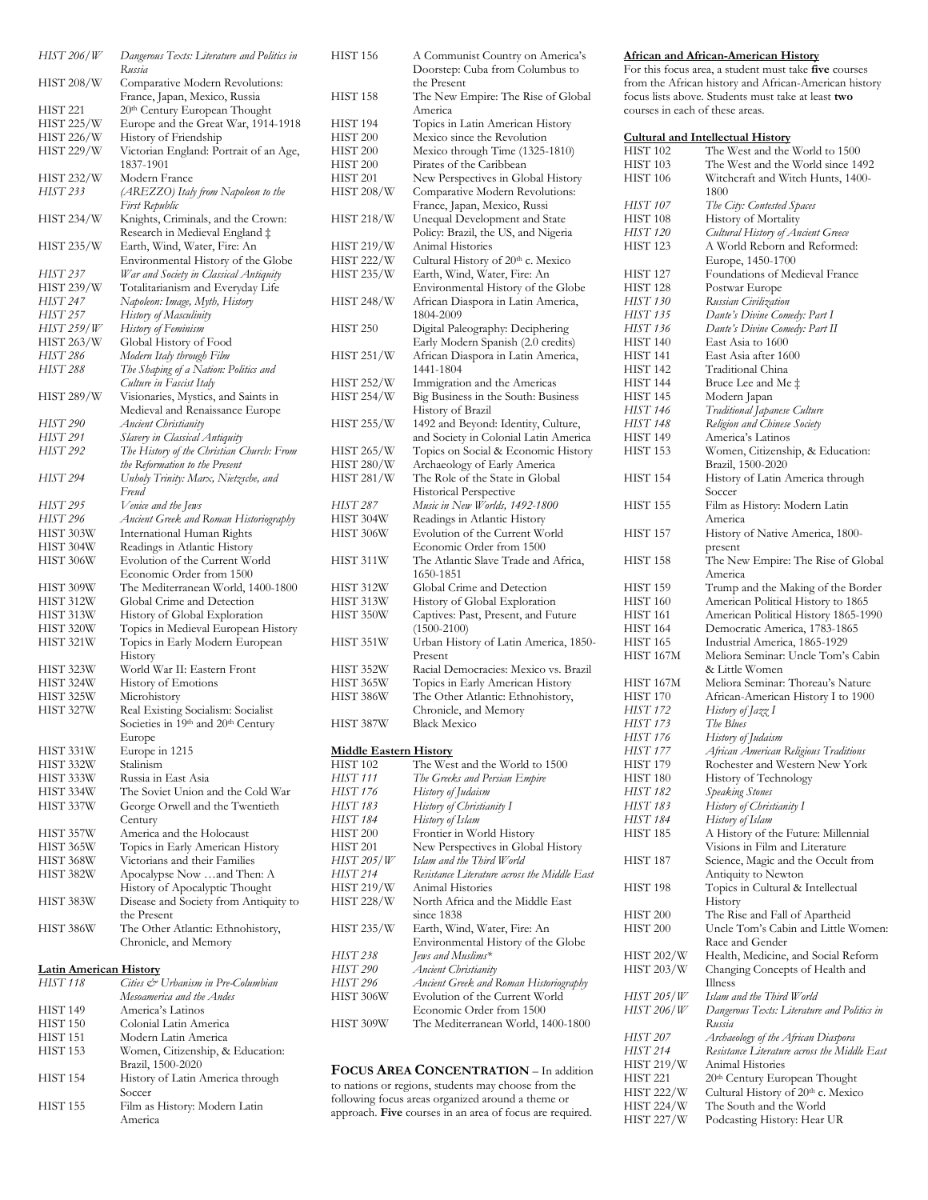| | |
|---|---|
| *HIST 206/W* | *Dangerous Texts: Literature and Politics in Russia* |
| HIST 208/W | Comparative Modern Revolutions: France, Japan, Mexico, Russia |
| HIST 221 | 20th Century European Thought |
| HIST 225/W | Europe and the Great War, 1914-1918 |
| HIST 226/W | History of Friendship |
| HIST 229/W | Victorian England: Portrait of an Age, 1837-1901 |
| HIST 232/W | Modern France |
| *HIST 233* | *(AREZZO) Italy from Napoleon to the First Republic* |
| HIST 234/W | Knights, Criminals, and the Crown: Research in Medieval England ‡ |
| HIST 235/W | Earth, Wind, Water, Fire: An Environmental History of the Globe |
| *HIST 237* | *War and Society in Classical Antiquity* |
| HIST 239/W | Totalitarianism and Everyday Life |
| *HIST 247* | *Napoleon: Image, Myth, History* |
| *HIST 257* | *History of Masculinity* |
| *HIST 259/W* | *History of Feminism* |
| HIST 263/W | Global History of Food |
| *HIST 286* | *Modern Italy through Film* |
| *HIST 288* | *The Shaping of a Nation: Politics and Culture in Fascist Italy* |
| HIST 289/W | Visionaries, Mystics, and Saints in Medieval and Renaissance Europe |
| *HIST 290* | *Ancient Christianity* |
| *HIST 291* | *Slavery in Classical Antiquity* |
| *HIST 292* | *The History of the Christian Church: From the Reformation to the Present* |
| *HIST 294* | *Unholy Trinity: Marx, Nietzsche, and Freud* |
| *HIST 295* | *Venice and the Jews* |
| *HIST 296* | *Ancient Greek and Roman Historiography* |
| HIST 303W | International Human Rights |
| HIST 304W | Readings in Atlantic History |
| HIST 306W | Evolution of the Current World Economic Order from 1500 |
| HIST 309W | The Mediterranean World, 1400-1800 |
| HIST 312W | Global Crime and Detection |
| HIST 313W | History of Global Exploration |
| HIST 320W | Topics in Medieval European History |
| HIST 321W | Topics in Early Modern European History |
| HIST 323W | World War II: Eastern Front |
| HIST 324W | History of Emotions |
| HIST 325W | Microhistory |
| HIST 327W | Real Existing Socialism: Socialist Societies in 19th and 20th Century Europe |
| HIST 331W | Europe in 1215 |
| HIST 332W | Stalinism |
| HIST 333W | Russia in East Asia |
| HIST 334W | The Soviet Union and the Cold War |
| HIST 337W | George Orwell and the Twentieth Century |
| HIST 357W | America and the Holocaust |
| HIST 365W | Topics in Early American History |
| HIST 368W | Victorians and their Families |
| HIST 382W | Apocalypse Now …and Then: A History of Apocalyptic Thought |
| HIST 383W | Disease and Society from Antiquity to the Present |
| HIST 386W | The Other Atlantic: Ethnohistory, Chronicle, and Memory |

**Latin American History**

| | |
|---|---|
| *HIST 118* | *Cities & Urbanism in Pre-Columbian Mesoamerica and the Andes* |
| HIST 149 | America's Latinos |
| HIST 150 | Colonial Latin America |
| HIST 151 | Modern Latin America |
| HIST 153 | Women, Citizenship, & Education: Brazil, 1500-2020 |
| HIST 154 | History of Latin America through Soccer |
| HIST 155 | Film as History: Modern Latin America |
| HIST 156 | A Communist Country on America's Doorstep: Cuba from Columbus to the Present |
| HIST 158 | The New Empire: The Rise of Global America |
| HIST 194 | Topics in Latin American History |
| HIST 200 | Mexico since the Revolution |
| HIST 200 | Mexico through Time (1325-1810) |
| HIST 200 | Pirates of the Caribbean |
| HIST 201 | New Perspectives in Global History |
| HIST 208/W | Comparative Modern Revolutions: France, Japan, Mexico, Russi |
| HIST 218/W | Unequal Development and State Policy: Brazil, the US, and Nigeria |
| HIST 219/W | Animal Histories |
| HIST 222/W | Cultural History of 20th c. Mexico |
| HIST 235/W | Earth, Wind, Water, Fire: An Environmental History of the Globe |
| HIST 248/W | African Diaspora in Latin America, 1804-2009 |
| HIST 250 | Digital Paleography: Deciphering Early Modern Spanish (2.0 credits) |
| HIST 251/W | African Diaspora in Latin America, 1441-1804 |
| HIST 252/W | Immigration and the Americas |
| HIST 254/W | Big Business in the South: Business History of Brazil |
| HIST 255/W | 1492 and Beyond: Identity, Culture, and Society in Colonial Latin America |
| HIST 265/W | Topics on Social & Economic History |
| HIST 280/W | Archaeology of Early America |
| HIST 281/W | The Role of the State in Global Historical Perspective |
| *HIST 287* | *Music in New Worlds, 1492-1800* |
| HIST 304W | Readings in Atlantic History |
| HIST 306W | Evolution of the Current World Economic Order from 1500 |
| HIST 311W | The Atlantic Slave Trade and Africa, 1650-1851 |
| HIST 312W | Global Crime and Detection |
| HIST 313W | History of Global Exploration |
| HIST 350W | Captives: Past, Present, and Future (1500-2100) |
| HIST 351W | Urban History of Latin America, 1850-Present |
| HIST 352W | Racial Democracies: Mexico vs. Brazil |
| HIST 365W | Topics in Early American History |
| HIST 386W | The Other Atlantic: Ethnohistory, Chronicle, and Memory |
| HIST 387W | Black Mexico |

**Middle Eastern History**

| | |
|---|---|
| HIST 102 | The West and the World to 1500 |
| *HIST 111* | *The Greeks and Persian Empire* |
| *HIST 176* | *History of Judaism* |
| *HIST 183* | *History of Christianity I* |
| *HIST 184* | *History of Islam* |
| HIST 200 | Frontier in World History |
| HIST 201 | New Perspectives in Global History |
| *HIST 205/W* | *Islam and the Third World* |
| *HIST 214* | *Resistance Literature across the Middle East* |
| HIST 219/W | Animal Histories |
| HIST 228/W | North Africa and the Middle East since 1838 |
| HIST 235/W | Earth, Wind, Water, Fire: An Environmental History of the Globe |
| *HIST 238* | *Jews and Muslims** |
| *HIST 290* | *Ancient Christianity* |
| *HIST 296* | *Ancient Greek and Roman Historiography* |
| HIST 306W | Evolution of the Current World Economic Order from 1500 |
| HIST 309W | The Mediterranean World, 1400-1800 |

**FOCUS AREA CONCENTRATION** – In addition to nations or regions, students may choose from the following focus areas organized around a theme or approach. **Five** courses in an area of focus are required.

**African and African-American History**

For this focus area, a student must take **five** courses from the African history and African-American history focus lists above. Students must take at least **two** courses in each of these areas.

**Cultural and Intellectual History**

| | |
|---|---|
| HIST 102 | The West and the World to 1500 |
| HIST 103 | The West and the World since 1492 |
| HIST 106 | Witchcraft and Witch Hunts, 1400-1800 |
| *HIST 107* | *The City: Contested Spaces* |
| HIST 108 | History of Mortality |
| *HIST 120* | *Cultural History of Ancient Greece* |
| HIST 123 | A World Reborn and Reformed: Europe, 1450-1700 |
| HIST 127 | Foundations of Medieval France |
| HIST 128 | Postwar Europe |
| *HIST 130* | *Russian Civilization* |
| *HIST 135* | *Dante's Divine Comedy: Part I* |
| *HIST 136* | *Dante's Divine Comedy: Part II* |
| HIST 140 | East Asia to 1600 |
| HIST 141 | East Asia after 1600 |
| HIST 142 | Traditional China |
| HIST 144 | Bruce Lee and Me ‡ |
| HIST 145 | Modern Japan |
| *HIST 146* | *Traditional Japanese Culture* |
| *HIST 148* | *Religion and Chinese Society* |
| HIST 149 | America's Latinos |
| HIST 153 | Women, Citizenship, & Education: Brazil, 1500-2020 |
| HIST 154 | History of Latin America through Soccer |
| HIST 155 | Film as History: Modern Latin America |
| HIST 157 | History of Native America, 1800-present |
| HIST 158 | The New Empire: The Rise of Global America |
| HIST 159 | Trump and the Making of the Border |
| HIST 160 | American Political History to 1865 |
| HIST 161 | American Political History 1865-1990 |
| HIST 164 | Democratic America, 1783-1865 |
| HIST 165 | Industrial America, 1865-1929 |
| HIST 167M | Meliora Seminar: Uncle Tom's Cabin & Little Women |
| HIST 167M | Meliora Seminar: Thoreau's Nature |
| HIST 170 | African-American History I to 1900 |
| *HIST 172* | *History of Jazz I* |
| *HIST 173* | *The Blues* |
| *HIST 176* | *History of Judaism* |
| *HIST 177* | *African American Religious Traditions* |
| HIST 179 | Rochester and Western New York |
| HIST 180 | History of Technology |
| *HIST 182* | *Speaking Stones* |
| *HIST 183* | *History of Christianity I* |
| *HIST 184* | *History of Islam* |
| HIST 185 | A History of the Future: Millennial Visions in Film and Literature |
| HIST 187 | Science, Magic and the Occult from Antiquity to Newton |
| HIST 198 | Topics in Cultural & Intellectual History |
| HIST 200 | The Rise and Fall of Apartheid |
| HIST 200 | Uncle Tom's Cabin and Little Women: Race and Gender |
| HIST 202/W | Health, Medicine, and Social Reform |
| HIST 203/W | Changing Concepts of Health and Illness |
| *HIST 205/W* | *Islam and the Third World* |
| *HIST 206/W* | *Dangerous Texts: Literature and Politics in Russia* |
| *HIST 207* | *Archaeology of the African Diaspora* |
| *HIST 214* | *Resistance Literature across the Middle East* |
| HIST 219/W | Animal Histories |
| HIST 221 | 20th Century European Thought |
| HIST 222/W | Cultural History of 20th c. Mexico |
| HIST 224/W | The South and the World |
| HIST 227/W | Podcasting History: Hear UR |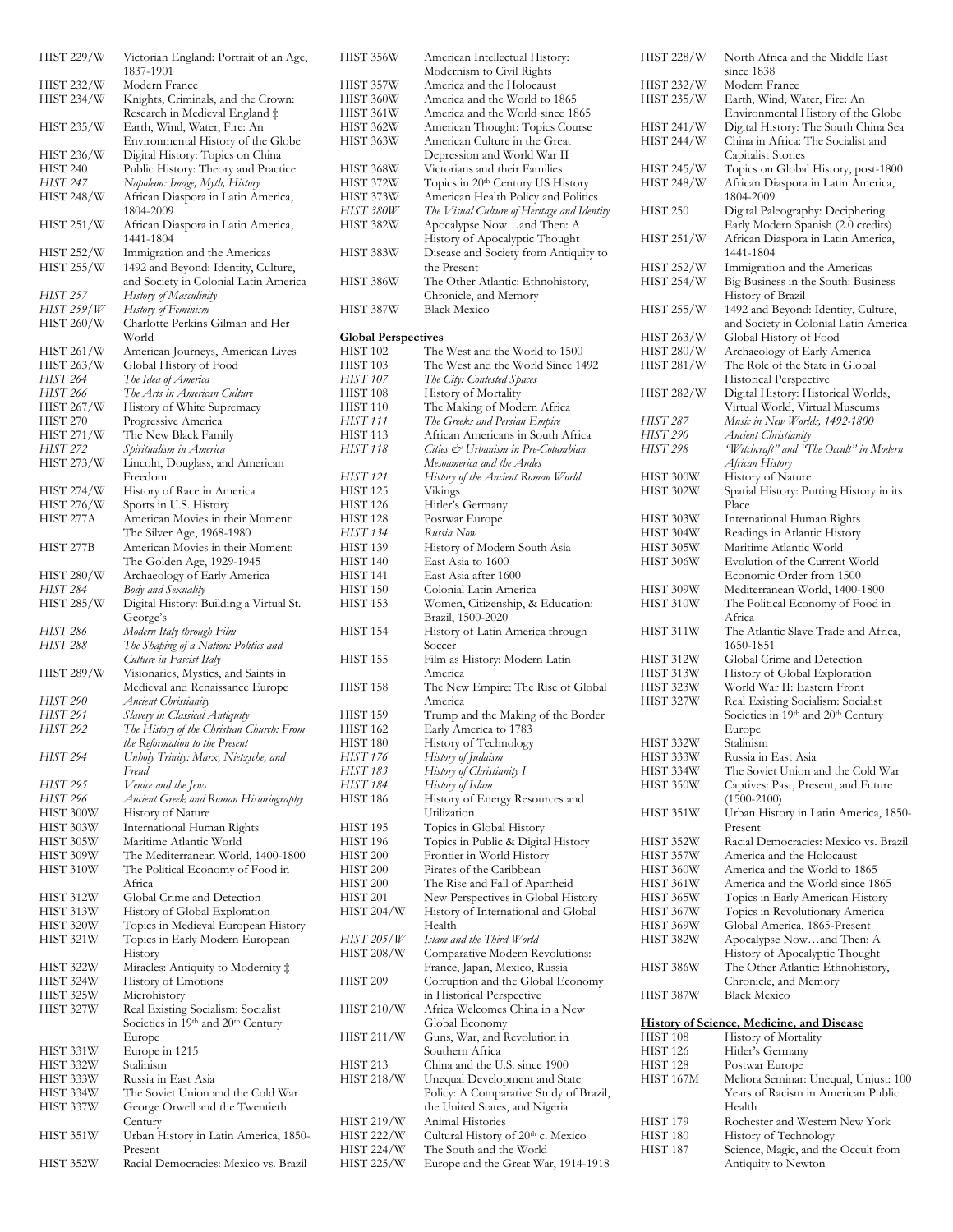| | |
|---|---|
| HIST 229/W | Victorian England: Portrait of an Age, 1837-1901 |
| HIST 232/W | Modern France |
| HIST 234/W | Knights, Criminals, and the Crown: Research in Medieval England ‡ |
| HIST 235/W | Earth, Wind, Water, Fire: An Environmental History of the Globe |
| HIST 236/W | Digital History: Topics on China |
| HIST 240 | Public History: Theory and Practice |
| *HIST 247* | *Napoleon: Image, Myth, History* |
| HIST 248/W | African Diaspora in Latin America, 1804-2009 |
| HIST 251/W | African Diaspora in Latin America, 1441-1804 |
| HIST 252/W | Immigration and the Americas |
| HIST 255/W | 1492 and Beyond: Identity, Culture, and Society in Colonial Latin America |
| *HIST 257* | *History of Masculinity* |
| *HIST 259/W* | *History of Feminism* |
| HIST 260/W | Charlotte Perkins Gilman and Her World |
| HIST 261/W | American Journeys, American Lives |
| HIST 263/W | Global History of Food |
| *HIST 264* | *The Idea of America* |
| *HIST 266* | *The Arts in American Culture* |
| HIST 267/W | History of White Supremacy |
| HIST 270 | Progressive America |
| HIST 271/W | The New Black Family |
| *HIST 272* | *Spiritualism in America* |
| HIST 273/W | Lincoln, Douglass, and American Freedom |
| HIST 274/W | History of Race in America |
| HIST 276/W | Sports in U.S. History |
| HIST 277A | American Movies in their Moment: The Silver Age, 1968-1980 |
| HIST 277B | American Movies in their Moment: The Golden Age, 1929-1945 |
| HIST 280/W | Archaeology of Early America |
| *HIST 284* | *Body and Sexuality* |
| HIST 285/W | Digital History: Building a Virtual St. George's |
| *HIST 286* | *Modern Italy through Film* |
| *HIST 288* | *The Shaping of a Nation: Politics and Culture in Fascist Italy* |
| HIST 289/W | Visionaries, Mystics, and Saints in Medieval and Renaissance Europe |
| *HIST 290* | *Ancient Christianity* |
| *HIST 291* | *Slavery in Classical Antiquity* |
| *HIST 292* | *The History of the Christian Church: From the Reformation to the Present* |
| *HIST 294* | *Unholy Trinity: Marx, Nietzsche, and Freud* |
| *HIST 295* | *Venice and the Jews* |
| *HIST 296* | *Ancient Greek and Roman Historiography* |
| HIST 300W | History of Nature |
| HIST 303W | International Human Rights |
| HIST 305W | Maritime Atlantic World |
| HIST 309W | The Mediterranean World, 1400-1800 |
| HIST 310W | The Political Economy of Food in Africa |
| HIST 312W | Global Crime and Detection |
| HIST 313W | History of Global Exploration |
| HIST 320W | Topics in Medieval European History |
| HIST 321W | Topics in Early Modern European History |
| HIST 322W | Miracles: Antiquity to Modernity ‡ |
| HIST 324W | History of Emotions |
| HIST 325W | Microhistory |
| HIST 327W | Real Existing Socialism: Socialist Societies in 19th and 20th Century Europe |
| HIST 331W | Europe in 1215 |
| HIST 332W | Stalinism |
| HIST 333W | Russia in East Asia |
| HIST 334W | The Soviet Union and the Cold War |
| HIST 337W | George Orwell and the Twentieth Century |
| HIST 351W | Urban History in Latin America, 1850-Present |
| HIST 352W | Racial Democracies: Mexico vs. Brazil |
| HIST 356W | American Intellectual History: Modernism to Civil Rights |
| HIST 357W | America and the Holocaust |
| HIST 360W | America and the World to 1865 |
| HIST 361W | America and the World since 1865 |
| HIST 362W | American Thought: Topics Course |
| HIST 363W | American Culture in the Great Depression and World War II |
| HIST 368W | Victorians and their Families |
| HIST 372W | Topics in 20th Century US History |
| HIST 373W | American Health Policy and Politics |
| *HIST 380W* | *The Visual Culture of Heritage and Identity* |
| HIST 382W | Apocalypse Now…and Then: A History of Apocalyptic Thought |
| HIST 383W | Disease and Society from Antiquity to the Present |
| HIST 386W | The Other Atlantic: Ethnohistory, Chronicle, and Memory |
| HIST 387W | Black Mexico |

**Global Perspectives**

| | |
|---|---|
| HIST 102 | The West and the World to 1500 |
| HIST 103 | The West and the World Since 1492 |
| *HIST 107* | *The City: Contested Spaces* |
| HIST 108 | History of Mortality |
| HIST 110 | The Making of Modern Africa |
| *HIST 111* | *The Greeks and Persian Empire* |
| HIST 113 | African Americans in South Africa |
| *HIST 118* | *Cities & Urbanism in Pre-Columbian Mesoamerica and the Andes* |
| *HIST 121* | *History of the Ancient Roman World* |
| HIST 125 | Vikings |
| HIST 126 | Hitler's Germany |
| HIST 128 | Postwar Europe |
| *HIST 134* | *Russia Now* |
| HIST 139 | History of Modern South Asia |
| HIST 140 | East Asia to 1600 |
| HIST 141 | East Asia after 1600 |
| HIST 150 | Colonial Latin America |
| HIST 153 | Women, Citizenship, & Education: Brazil, 1500-2020 |
| HIST 154 | History of Latin America through Soccer |
| HIST 155 | Film as History: Modern Latin America |
| HIST 158 | The New Empire: The Rise of Global America |
| HIST 159 | Trump and the Making of the Border |
| HIST 162 | Early America to 1783 |
| HIST 180 | History of Technology |
| *HIST 176* | *History of Judaism* |
| *HIST 183* | *History of Christianity I* |
| *HIST 184* | *History of Islam* |
| HIST 186 | History of Energy Resources and Utilization |
| HIST 195 | Topics in Global History |
| HIST 196 | Topics in Public & Digital History |
| HIST 200 | Frontier in World History |
| HIST 200 | Pirates of the Caribbean |
| HIST 200 | The Rise and Fall of Apartheid |
| HIST 201 | New Perspectives in Global History |
| HIST 204/W | History of International and Global Health |
| *HIST 205/W* | *Islam and the Third World* |
| HIST 208/W | Comparative Modern Revolutions: France, Japan, Mexico, Russia |
| HIST 209 | Corruption and the Global Economy in Historical Perspective |
| HIST 210/W | Africa Welcomes China in a New Global Economy |
| HIST 211/W | Guns, War, and Revolution in Southern Africa |
| HIST 213 | China and the U.S. since 1900 |
| HIST 218/W | Unequal Development and State Policy: A Comparative Study of Brazil, the United States, and Nigeria |
| HIST 219/W | Animal Histories |
| HIST 222/W | Cultural History of 20th c. Mexico |
| HIST 224/W | The South and the World |
| HIST 225/W | Europe and the Great War, 1914-1918 |
| HIST 228/W | North Africa and the Middle East since 1838 |
| HIST 232/W | Modern France |
| HIST 235/W | Earth, Wind, Water, Fire: An Environmental History of the Globe |
| HIST 241/W | Digital History: The South China Sea |
| HIST 244/W | China in Africa: The Socialist and Capitalist Stories |
| HIST 245/W | Topics on Global History, post-1800 |
| HIST 248/W | African Diaspora in Latin America, 1804-2009 |
| HIST 250 | Digital Paleography: Deciphering Early Modern Spanish (2.0 credits) |
| HIST 251/W | African Diaspora in Latin America, 1441-1804 |
| HIST 252/W | Immigration and the Americas |
| HIST 254/W | Big Business in the South: Business History of Brazil |
| HIST 255/W | 1492 and Beyond: Identity, Culture, and Society in Colonial Latin America |
| HIST 263/W | Global History of Food |
| HIST 280/W | Archaeology of Early America |
| HIST 281/W | The Role of the State in Global Historical Perspective |
| HIST 282/W | Digital History: Historical Worlds, Virtual World, Virtual Museums |
| *HIST 287* | *Music in New Worlds, 1492-1800* |
| *HIST 290* | *Ancient Christianity* |
| *HIST 298* | *"Witchcraft" and "The Occult" in Modern African History* |
| HIST 300W | History of Nature |
| HIST 302W | Spatial History: Putting History in its Place |
| HIST 303W | International Human Rights |
| HIST 304W | Readings in Atlantic History |
| HIST 305W | Maritime Atlantic World |
| HIST 306W | Evolution of the Current World Economic Order from 1500 |
| HIST 309W | Mediterranean World, 1400-1800 |
| HIST 310W | The Political Economy of Food in Africa |
| HIST 311W | The Atlantic Slave Trade and Africa, 1650-1851 |
| HIST 312W | Global Crime and Detection |
| HIST 313W | History of Global Exploration |
| HIST 323W | World War II: Eastern Front |
| HIST 327W | Real Existing Socialism: Socialist Societies in 19th and 20th Century Europe |
| HIST 332W | Stalinism |
| HIST 333W | Russia in East Asia |
| HIST 334W | The Soviet Union and the Cold War |
| HIST 350W | Captives: Past, Present, and Future (1500-2100) |
| HIST 351W | Urban History in Latin America, 1850-Present |
| HIST 352W | Racial Democracies: Mexico vs. Brazil |
| HIST 357W | America and the Holocaust |
| HIST 360W | America and the World to 1865 |
| HIST 361W | America and the World since 1865 |
| HIST 365W | Topics in Early American History |
| HIST 367W | Topics in Revolutionary America |
| HIST 369W | Global America, 1865-Present |
| HIST 382W | Apocalypse Now…and Then: A History of Apocalyptic Thought |
| HIST 386W | The Other Atlantic: Ethnohistory, Chronicle, and Memory |
| HIST 387W | Black Mexico |

**History of Science, Medicine, and Disease**

| | |
|---|---|
| HIST 108 | History of Mortality |
| HIST 126 | Hitler's Germany |
| HIST 128 | Postwar Europe |
| HIST 167M | Meliora Seminar: Unequal, Unjust: 100 Years of Racism in American Public Health |
| HIST 179 | Rochester and Western New York |
| HIST 180 | History of Technology |
| HIST 187 | Science, Magic, and the Occult from Antiquity to Newton |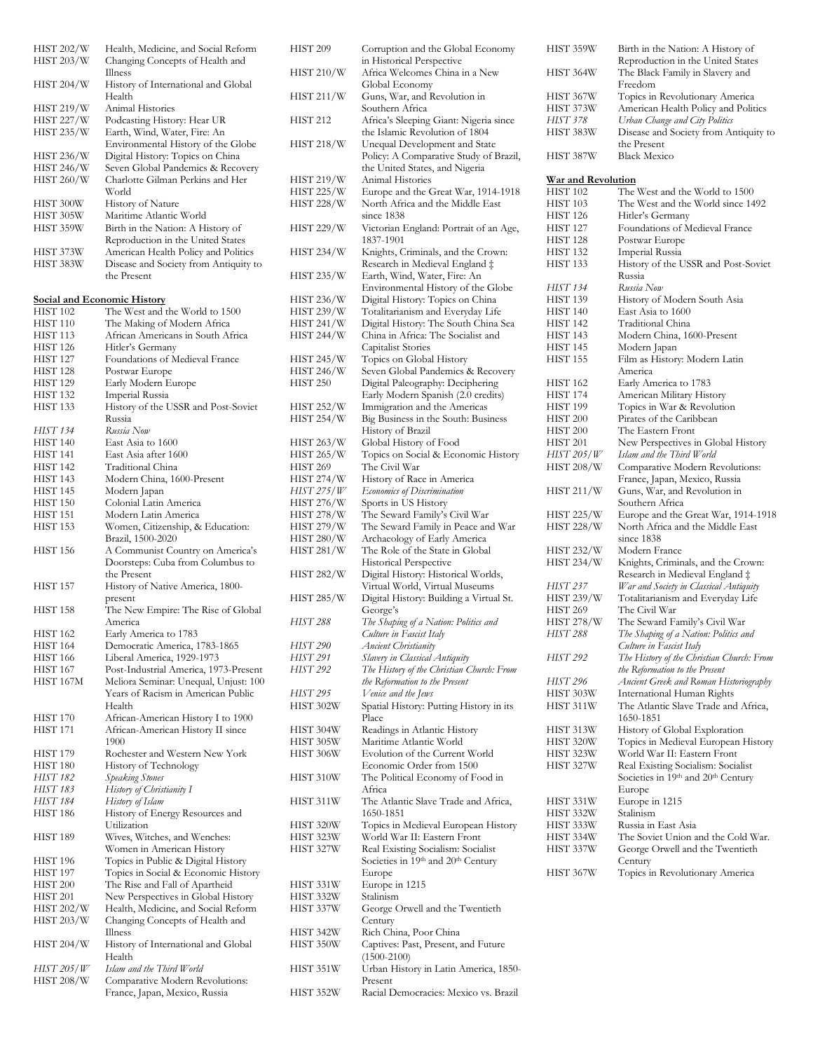HIST 202/W Health, Medicine, and Social Reform
HIST 203/W Changing Concepts of Health and Illness
HIST 204/W History of International and Global Health
HIST 219/W Animal Histories
HIST 227/W Podcasting History: Hear UR
HIST 235/W Earth, Wind, Water, Fire: An Environmental History of the Globe
HIST 236/W Digital History: Topics on China
HIST 246/W Seven Global Pandemics & Recovery
HIST 260/W Charlotte Gilman Perkins and Her World
HIST 300W History of Nature
HIST 305W Maritime Atlantic World
HIST 359W Birth in the Nation: A History of Reproduction in the United States
HIST 373W American Health Policy and Politics
HIST 383W Disease and Society from Antiquity to the Present

**Social and Economic History**

HIST 102 The West and the World to 1500
HIST 110 The Making of Modern Africa
HIST 113 African Americans in South Africa
HIST 126 Hitler's Germany
HIST 127 Foundations of Medieval France
HIST 128 Postwar Europe
HIST 129 Early Modern Europe
HIST 132 Imperial Russia
HIST 133 History of the USSR and Post-Soviet Russia
*HIST 134 Russia Now*
HIST 140 East Asia to 1600
HIST 141 East Asia after 1600
HIST 142 Traditional China
HIST 143 Modern China, 1600-Present
HIST 145 Modern Japan
HIST 150 Colonial Latin America
HIST 151 Modern Latin America
HIST 153 Women, Citizenship, & Education: Brazil, 1500-2020
HIST 156 A Communist Country on America's Doorsteps: Cuba from Columbus to the Present
HIST 157 History of Native America, 1800-present
HIST 158 The New Empire: The Rise of Global America
HIST 162 Early America to 1783
HIST 164 Democratic America, 1783-1865
HIST 166 Liberal America, 1929-1973
HIST 167 Post-Industrial America, 1973-Present
HIST 167M Meliora Seminar: Unequal, Unjust: 100 Years of Racism in American Public Health
HIST 170 African-American History I to 1900
HIST 171 African-American History II since 1900
HIST 179 Rochester and Western New York
HIST 180 History of Technology
*HIST 182 Speaking Stones*
*HIST 183 History of Christianity I*
*HIST 184 History of Islam*
HIST 186 History of Energy Resources and Utilization
HIST 189 Wives, Witches, and Wenches: Women in American History
HIST 196 Topics in Public & Digital History
HIST 197 Topics in Social & Economic History
HIST 200 The Rise and Fall of Apartheid
HIST 201 New Perspectives in Global History
HIST 202/W Health, Medicine, and Social Reform
HIST 203/W Changing Concepts of Health and Illness
HIST 204/W History of International and Global Health
*HIST 205/W Islam and the Third World*
HIST 208/W Comparative Modern Revolutions: France, Japan, Mexico, Russia
HIST 209 Corruption and the Global Economy in Historical Perspective
HIST 210/W Africa Welcomes China in a New Global Economy
HIST 211/W Guns, War, and Revolution in Southern Africa
HIST 212 Africa's Sleeping Giant: Nigeria since the Islamic Revolution of 1804
HIST 218/W Unequal Development and State Policy: A Comparative Study of Brazil, the United States, and Nigeria
HIST 219/W Animal Histories
HIST 225/W Europe and the Great War, 1914-1918
HIST 228/W North Africa and the Middle East since 1838
HIST 229/W Victorian England: Portrait of an Age, 1837-1901
HIST 234/W Knights, Criminals, and the Crown: Research in Medieval England ‡
HIST 235/W Earth, Wind, Water, Fire: An Environmental History of the Globe
HIST 236/W Digital History: Topics on China
HIST 239/W Totalitarianism and Everyday Life
HIST 241/W Digital History: The South China Sea
HIST 244/W China in Africa: The Socialist and Capitalist Stories
HIST 245/W Topics on Global History
HIST 246/W Seven Global Pandemics & Recovery
HIST 250 Digital Paleography: Deciphering Early Modern Spanish (2.0 credits)
HIST 252/W Immigration and the Americas
HIST 254/W Big Business in the South: Business History of Brazil
HIST 263/W Global History of Food
HIST 265/W Topics on Social & Economic History
HIST 269 The Civil War
HIST 274/W History of Race in America
*HIST 275/W Economics of Discrimination*
HIST 276/W Sports in US History
HIST 278/W The Seward Family's Civil War
HIST 279/W The Seward Family in Peace and War
HIST 280/W Archaeology of Early America
HIST 281/W The Role of the State in Global Historical Perspective
HIST 282/W Digital History: Historical Worlds, Virtual World, Virtual Museums
HIST 285/W Digital History: Building a Virtual St. George's
*HIST 288 The Shaping of a Nation: Politics and Culture in Fascist Italy*
*HIST 290 Ancient Christianity*
*HIST 291 Slavery in Classical Antiquity*
*HIST 292 The History of the Christian Church: From the Reformation to the Present*
*HIST 295 Venice and the Jews*
HIST 302W Spatial History: Putting History in its Place
HIST 304W Readings in Atlantic History
HIST 305W Maritime Atlantic World
HIST 306W Evolution of the Current World Economic Order from 1500
HIST 310W The Political Economy of Food in Africa
HIST 311W The Atlantic Slave Trade and Africa, 1650-1851
HIST 320W Topics in Medieval European History
HIST 323W World War II: Eastern Front
HIST 327W Real Existing Socialism: Socialist Societies in 19th and 20th Century Europe
HIST 331W Europe in 1215
HIST 332W Stalinism
HIST 337W George Orwell and the Twentieth Century
HIST 342W Rich China, Poor China
HIST 350W Captives: Past, Present, and Future (1500-2100)
HIST 351W Urban History in Latin America, 1850-Present
HIST 352W Racial Democracies: Mexico vs. Brazil
HIST 359W Birth in the Nation: A History of Reproduction in the United States
HIST 364W The Black Family in Slavery and Freedom
HIST 367W Topics in Revolutionary America
HIST 373W American Health Policy and Politics
*HIST 378 Urban Change and City Politics*
HIST 383W Disease and Society from Antiquity to the Present
HIST 387W Black Mexico

**War and Revolution**

HIST 102 The West and the World to 1500
HIST 103 The West and the World since 1492
HIST 126 Hitler's Germany
HIST 127 Foundations of Medieval France
HIST 128 Postwar Europe
HIST 132 Imperial Russia
HIST 133 History of the USSR and Post-Soviet Russia
*HIST 134 Russia Now*
HIST 139 History of Modern South Asia
HIST 140 East Asia to 1600
HIST 142 Traditional China
HIST 143 Modern China, 1600-Present
HIST 145 Modern Japan
HIST 155 Film as History: Modern Latin America
HIST 162 Early America to 1783
HIST 174 American Military History
HIST 199 Topics in War & Revolution
HIST 200 Pirates of the Caribbean
HIST 200 The Eastern Front
HIST 201 New Perspectives in Global History
*HIST 205/W Islam and the Third World*
HIST 208/W Comparative Modern Revolutions: France, Japan, Mexico, Russia
HIST 211/W Guns, War, and Revolution in Southern Africa
HIST 225/W Europe and the Great War, 1914-1918
HIST 228/W North Africa and the Middle East since 1838
HIST 232/W Modern France
HIST 234/W Knights, Criminals, and the Crown: Research in Medieval England ‡
*HIST 237 War and Society in Classical Antiquity*
HIST 239/W Totalitarianism and Everyday Life
HIST 269 The Civil War
HIST 278/W The Seward Family's Civil War
*HIST 288 The Shaping of a Nation: Politics and Culture in Fascist Italy*
*HIST 292 The History of the Christian Church: From the Reformation to the Present*
*HIST 296 Ancient Greek and Roman Historiography*
HIST 303W International Human Rights
HIST 311W The Atlantic Slave Trade and Africa, 1650-1851
HIST 313W History of Global Exploration
HIST 320W Topics in Medieval European History
HIST 323W World War II: Eastern Front
HIST 327W Real Existing Socialism: Socialist Societies in 19th and 20th Century Europe
HIST 331W Europe in 1215
HIST 332W Stalinism
HIST 333W Russia in East Asia
HIST 334W The Soviet Union and the Cold War.
HIST 337W George Orwell and the Twentieth Century
HIST 367W Topics in Revolutionary America